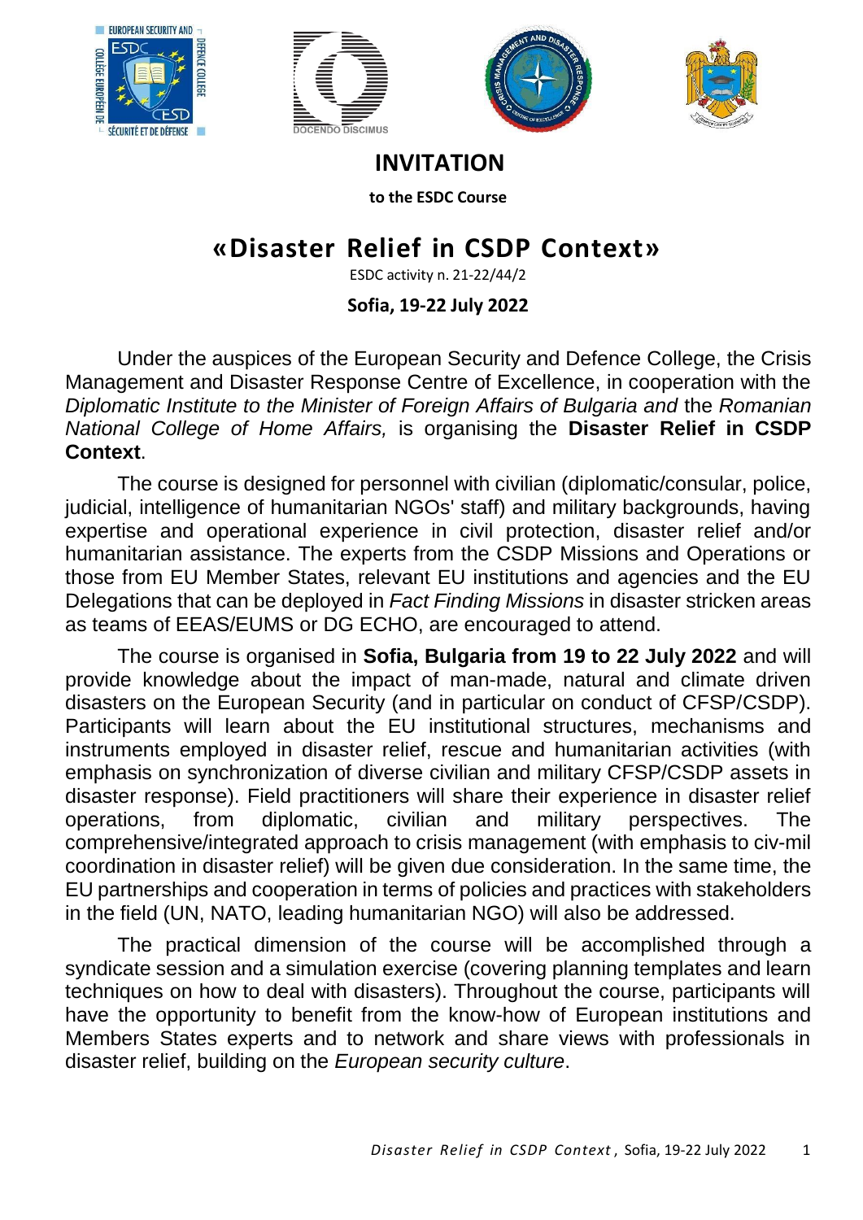# INVITATION

**to the ESDC Course**

# «Disaster Relief in CSDP Context»

ESDC activity n. 21-22/44/2

**Sofia, 19-22 July 2022**

Under the auspices of the European Security and Defence College, the Crisis Management and Disaster Response Centre of Excellence, in cooperation with the *Diplomatic Institute to the Minister of Foreign Affairs of Bulgaria and* the *Romanian National College of Home Affairs,* is organising the **Disaster Relief in CSDP Context**.

The course is designed for personnel with civilian (diplomatic/consular, police, judicial, intelligence of humanitarian NGOs' staff) and military backgrounds, having expertise and operational experience in civil protection, disaster relief and/or humanitarian assistance. The experts from the CSDP Missions and Operations or those from EU Member States, relevant EU institutions and agencies and the EU Delegations that can be deployed in *Fact Finding Missions* in disaster stricken areas as teams of EEAS/EUMS or DG ECHO, are encouraged to attend.

The course is organised in **Sofia, Bulgaria from 19 to 22 July 2022** and will provide knowledge about the impact of man-made, natural and climate driven disasters on the European Security (and in particular on conduct of CFSP/CSDP). Participants will learn about the EU institutional structures, mechanisms and instruments employed in disaster relief, rescue and humanitarian activities (with emphasis on synchronization of diverse civilian and military CFSP/CSDP assets in disaster response). Field practitioners will share their experience in disaster relief operations, from diplomatic, civilian and military perspectives. The comprehensive/integrated approach to crisis management (with emphasis to civ-mil coordination in disaster relief) will be given due consideration. In the same time, the EU partnerships and cooperation in terms of policies and practices with stakeholders in the field (UN, NATO, leading humanitarian NGO) will also be addressed.

The practical dimension of the course will be accomplished through a syndicate session and a simulation exercise (covering planning templates and learn techniques on how to deal with disasters). Throughout the course, participants will have the opportunity to benefit from the know-how of European institutions and Members States experts and to network and share views with professionals in disaster relief, building on the *European security culture*.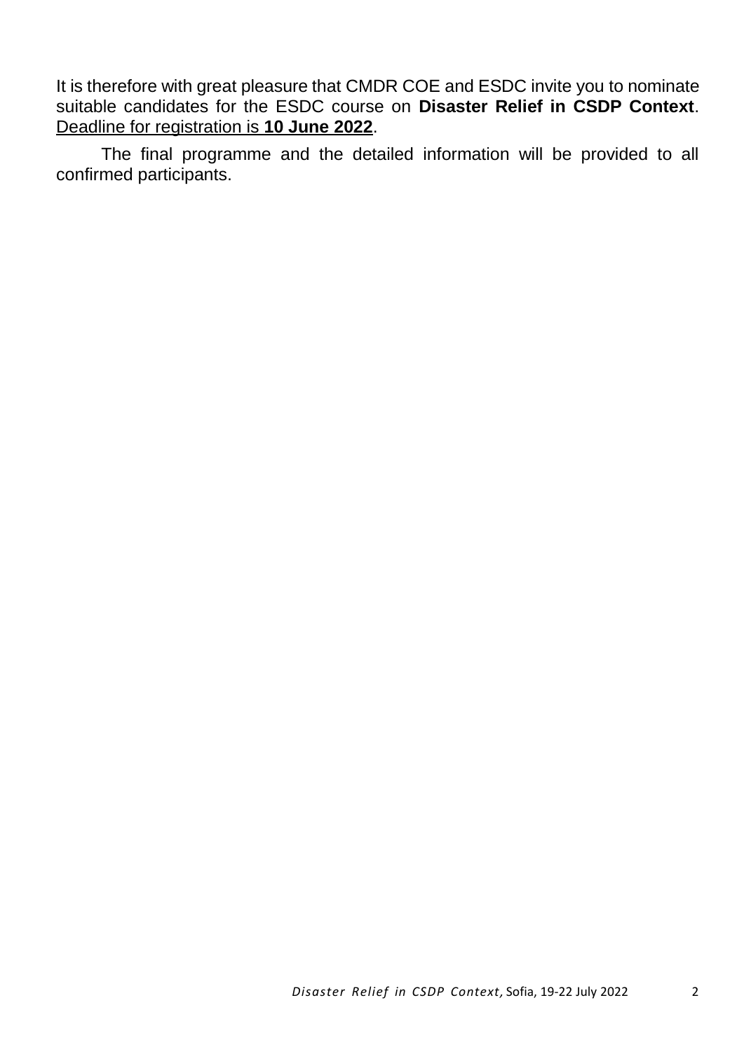It is therefore with great pleasure that CMDR COE and ESDC invite you to nominate suitable candidates for the ESDC course on **Disaster Relief in CSDP Context**. <u>Deadline for registration is **10 June 2022**</u>.

The final programme and the detailed information will be provided to all confirmed participants.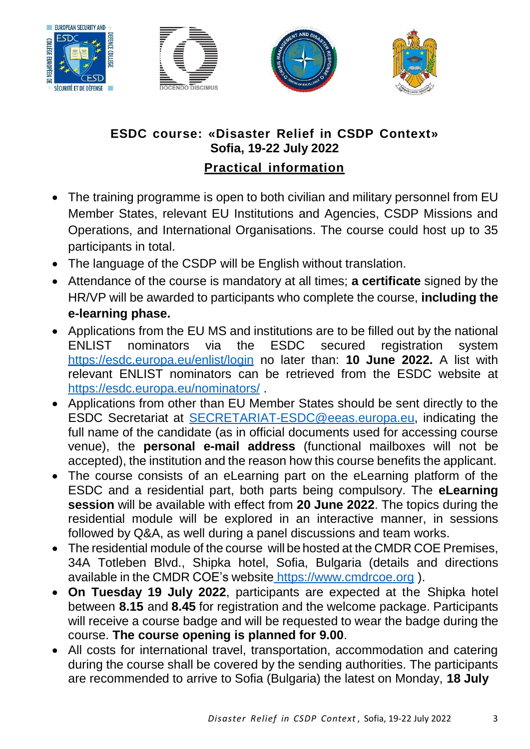**ESDC course: «Disaster Relief in CSDP Context»**
**Sofia, 19-22 July 2022**

## Practical information

- The training programme is open to both civilian and military personnel from EU Member States, relevant EU Institutions and Agencies, CSDP Missions and Operations, and International Organisations. The course could host up to 35 participants in total.
- The language of the CSDP will be English without translation.
- Attendance of the course is mandatory at all times; **a certificate** signed by the HR/VP will be awarded to participants who complete the course, **including the e-learning phase.**
- Applications from the EU MS and institutions are to be filled out by the national ENLIST nominators via the ESDC secured registration system https://esdc.europa.eu/enlist/login no later than: **10 June 2022.** A list with relevant ENLIST nominators can be retrieved from the ESDC website at https://esdc.europa.eu/nominators/ .
- Applications from other than EU Member States should be sent directly to the ESDC Secretariat at SECRETARIAT-ESDC@eeas.europa.eu, indicating the full name of the candidate (as in official documents used for accessing course venue), the **personal e-mail address** (functional mailboxes will not be accepted), the institution and the reason how this course benefits the applicant.
- The course consists of an eLearning part on the eLearning platform of the ESDC and a residential part, both parts being compulsory. The **eLearning session** will be available with effect from **20 June 2022**. The topics during the residential module will be explored in an interactive manner, in sessions followed by Q&A, as well during a panel discussions and team works.
- The residential module of the course will be hosted at the CMDR COE Premises, 34A Totleben Blvd., Shipka hotel, Sofia, Bulgaria (details and directions available in the CMDR COE's website https://www.cmdrcoe.org ).
- **On Tuesday 19 July 2022**, participants are expected at the Shipka hotel between **8.15** and **8.45** for registration and the welcome package. Participants will receive a course badge and will be requested to wear the badge during the course. **The course opening is planned for 9.00**.
- All costs for international travel, transportation, accommodation and catering during the course shall be covered by the sending authorities. The participants are recommended to arrive to Sofia (Bulgaria) the latest on Monday, **18 July**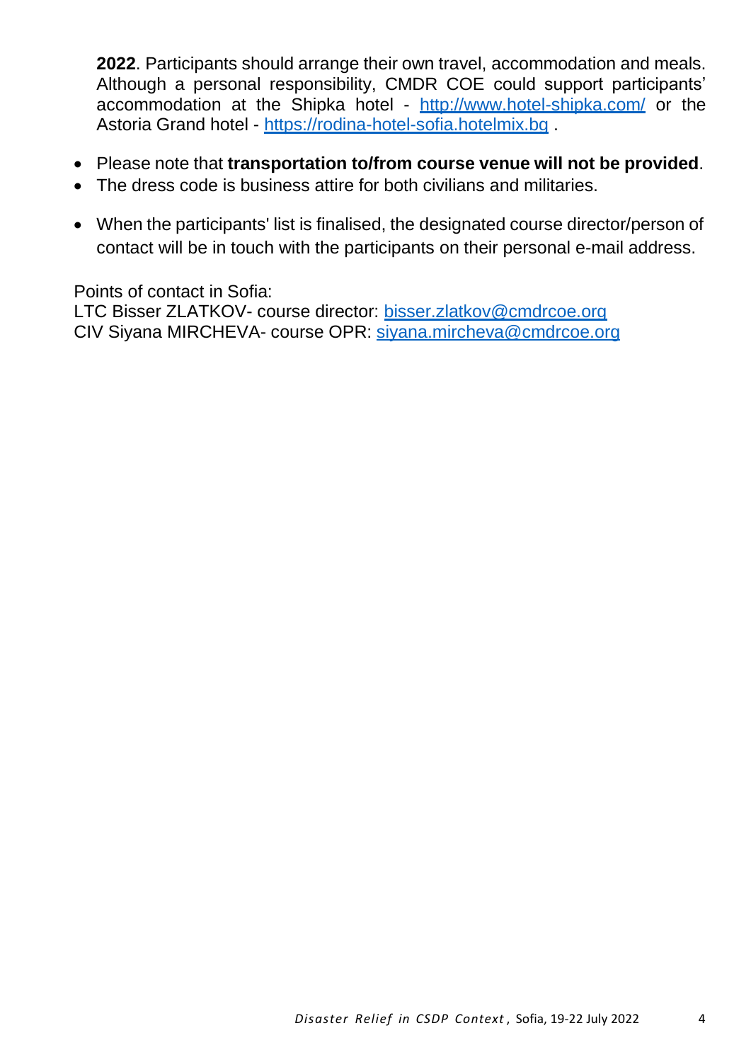**2022**. Participants should arrange their own travel, accommodation and meals. Although a personal responsibility, CMDR COE could support participants' accommodation at the Shipka hotel - http://www.hotel-shipka.com/ or the Astoria Grand hotel - https://rodina-hotel-sofia.hotelmix.bg .

- Please note that **transportation to/from course venue will not be provided**.
- The dress code is business attire for both civilians and militaries.
- When the participants' list is finalised, the designated course director/person of contact will be in touch with the participants on their personal e-mail address.

Points of contact in Sofia:
LTC Bisser ZLATKOV- course director: bisser.zlatkov@cmdrcoe.org
CIV Siyana MIRCHEVA- course OPR: siyana.mircheva@cmdrcoe.org